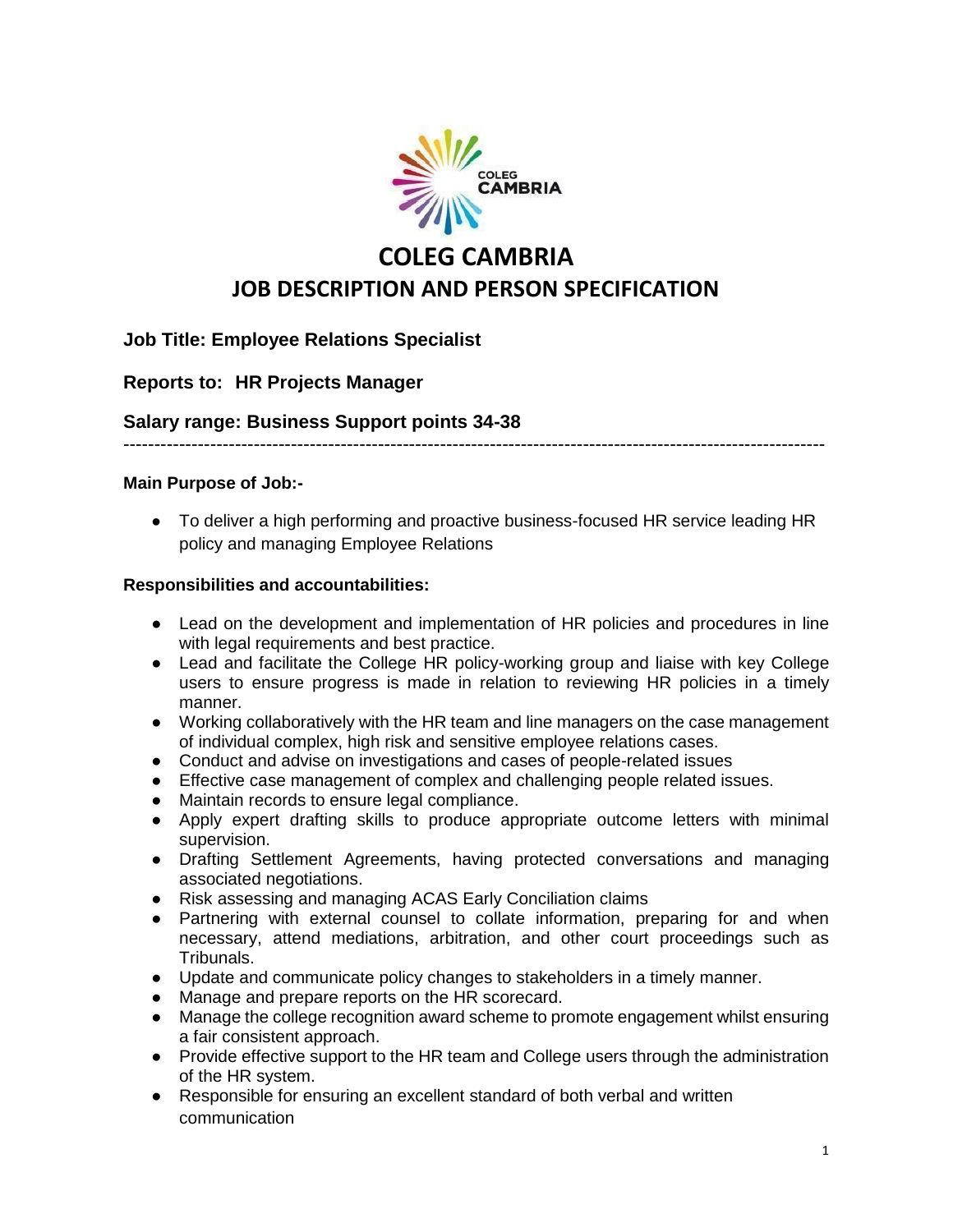# COLEG CAMBRIA

## JOB DESCRIPTION AND PERSON SPECIFICATION

**Job Title: Employee Relations Specialist**

**Reports to: HR Projects Manager**

**Salary range: Business Support points 34-38**

---

**Main Purpose of Job:-**

- To deliver a high performing and proactive business-focused HR service leading HR policy and managing Employee Relations

**Responsibilities and accountabilities:**

- Lead on the development and implementation of HR policies and procedures in line with legal requirements and best practice.
- Lead and facilitate the College HR policy-working group and liaise with key College users to ensure progress is made in relation to reviewing HR policies in a timely manner.
- Working collaboratively with the HR team and line managers on the case management of individual complex, high risk and sensitive employee relations cases.
- Conduct and advise on investigations and cases of people-related issues
- Effective case management of complex and challenging people related issues.
- Maintain records to ensure legal compliance.
- Apply expert drafting skills to produce appropriate outcome letters with minimal supervision.
- Drafting Settlement Agreements, having protected conversations and managing associated negotiations.
- Risk assessing and managing ACAS Early Conciliation claims
- Partnering with external counsel to collate information, preparing for and when necessary, attend mediations, arbitration, and other court proceedings such as Tribunals.
- Update and communicate policy changes to stakeholders in a timely manner.
- Manage and prepare reports on the HR scorecard.
- Manage the college recognition award scheme to promote engagement whilst ensuring a fair consistent approach.
- Provide effective support to the HR team and College users through the administration of the HR system.
- Responsible for ensuring an excellent standard of both verbal and written communication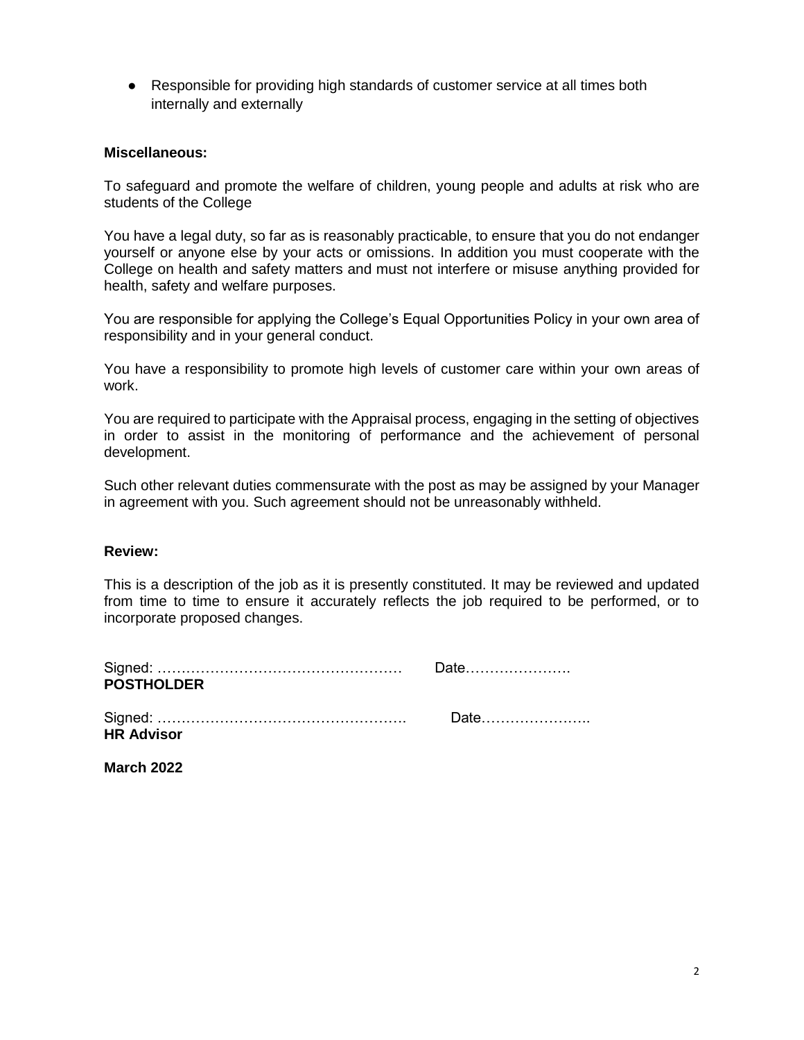- Responsible for providing high standards of customer service at all times both internally and externally

**Miscellaneous:**

To safeguard and promote the welfare of children, young people and adults at risk who are students of the College

You have a legal duty, so far as is reasonably practicable, to ensure that you do not endanger yourself or anyone else by your acts or omissions. In addition you must cooperate with the College on health and safety matters and must not interfere or misuse anything provided for health, safety and welfare purposes.

You are responsible for applying the College's Equal Opportunities Policy in your own area of responsibility and in your general conduct.

You have a responsibility to promote high levels of customer care within your own areas of work.

You are required to participate with the Appraisal process, engaging in the setting of objectives in order to assist in the monitoring of performance and the achievement of personal development.

Such other relevant duties commensurate with the post as may be assigned by your Manager in agreement with you. Such agreement should not be unreasonably withheld.

**Review:**

This is a description of the job as it is presently constituted. It may be reviewed and updated from time to time to ensure it accurately reflects the job required to be performed, or to incorporate proposed changes.

Signed: …………………………………………… Date………………….
**POSTHOLDER**

Signed: ……………………………………………. Date…………………..
**HR Advisor**

**March 2022**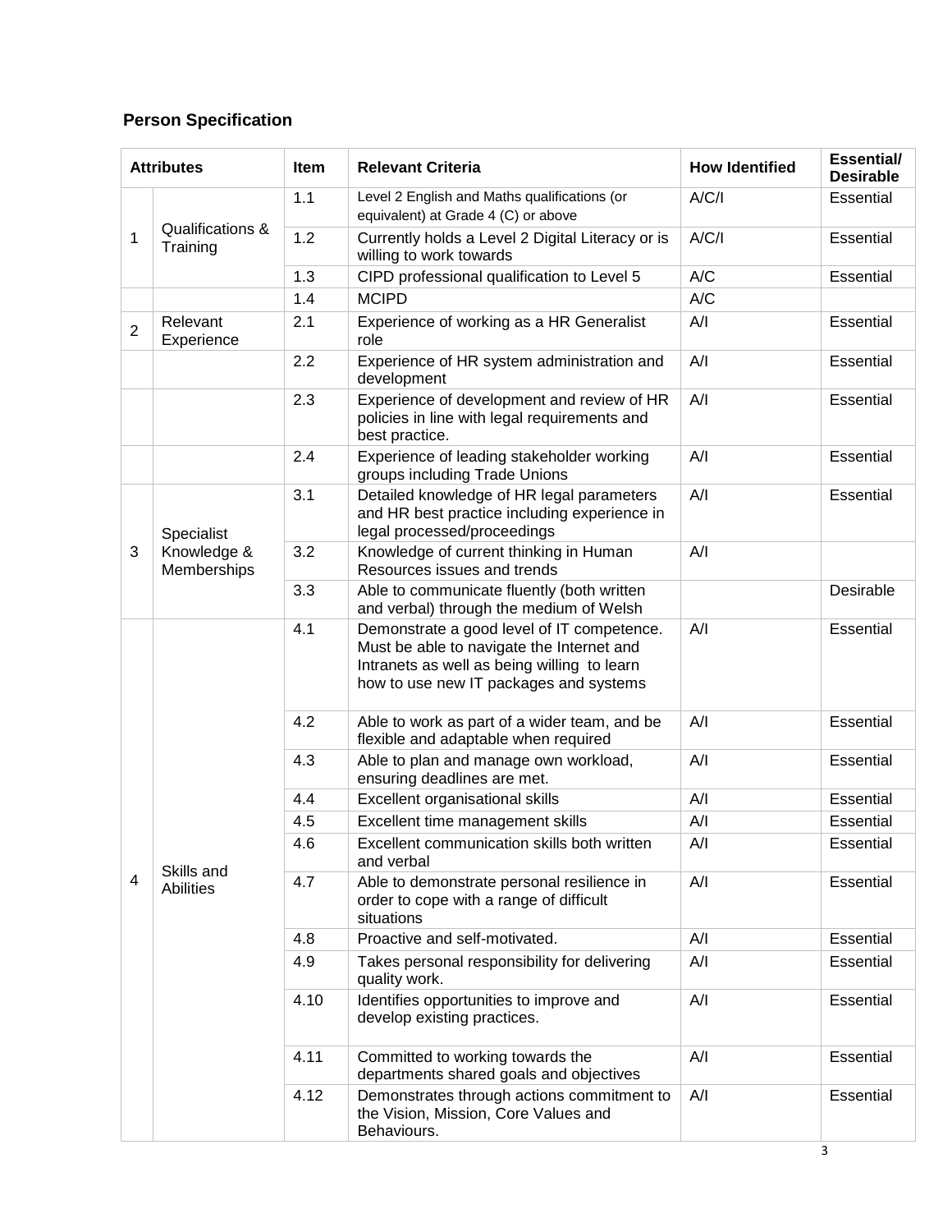**Person Specification**

| Attributes | | Item | Relevant Criteria | How Identified | Essential/ Desirable |
|---|---|---|---|---|---|
| 1 | Qualifications & Training | 1.1 | Level 2 English and Maths qualifications (or equivalent) at Grade 4 (C) or above | A/C/I | Essential |
| | | 1.2 | Currently holds a Level 2 Digital Literacy or is willing to work towards | A/C/I | Essential |
| | | 1.3 | CIPD professional qualification to Level 5 | A/C | Essential |
| | | 1.4 | MCIPD | A/C | |
| 2 | Relevant Experience | 2.1 | Experience of working as a HR Generalist role | A/I | Essential |
| | | 2.2 | Experience of HR system administration and development | A/I | Essential |
| | | 2.3 | Experience of development and review of HR policies in line with legal requirements and best practice. | A/I | Essential |
| | | 2.4 | Experience of leading stakeholder working groups including Trade Unions | A/I | Essential |
| 3 | Specialist Knowledge & Memberships | 3.1 | Detailed knowledge of HR legal parameters and HR best practice including experience in legal processed/proceedings | A/I | Essential |
| | | 3.2 | Knowledge of current thinking in Human Resources issues and trends | A/I | |
| | | 3.3 | Able to communicate fluently (both written and verbal) through the medium of Welsh | | Desirable |
| 4 | Skills and Abilities | 4.1 | Demonstrate a good level of IT competence. Must be able to navigate the Internet and Intranets as well as being willing to learn how to use new IT packages and systems | A/I | Essential |
| | | 4.2 | Able to work as part of a wider team, and be flexible and adaptable when required | A/I | Essential |
| | | 4.3 | Able to plan and manage own workload, ensuring deadlines are met. | A/I | Essential |
| | | 4.4 | Excellent organisational skills | A/I | Essential |
| | | 4.5 | Excellent time management skills | A/I | Essential |
| | | 4.6 | Excellent communication skills both written and verbal | A/I | Essential |
| | | 4.7 | Able to demonstrate personal resilience in order to cope with a range of difficult situations | A/I | Essential |
| | | 4.8 | Proactive and self-motivated. | A/I | Essential |
| | | 4.9 | Takes personal responsibility for delivering quality work. | A/I | Essential |
| | | 4.10 | Identifies opportunities to improve and develop existing practices. | A/I | Essential |
| | | 4.11 | Committed to working towards the departments shared goals and objectives | A/I | Essential |
| | | 4.12 | Demonstrates through actions commitment to the Vision, Mission, Core Values and Behaviours. | A/I | Essential |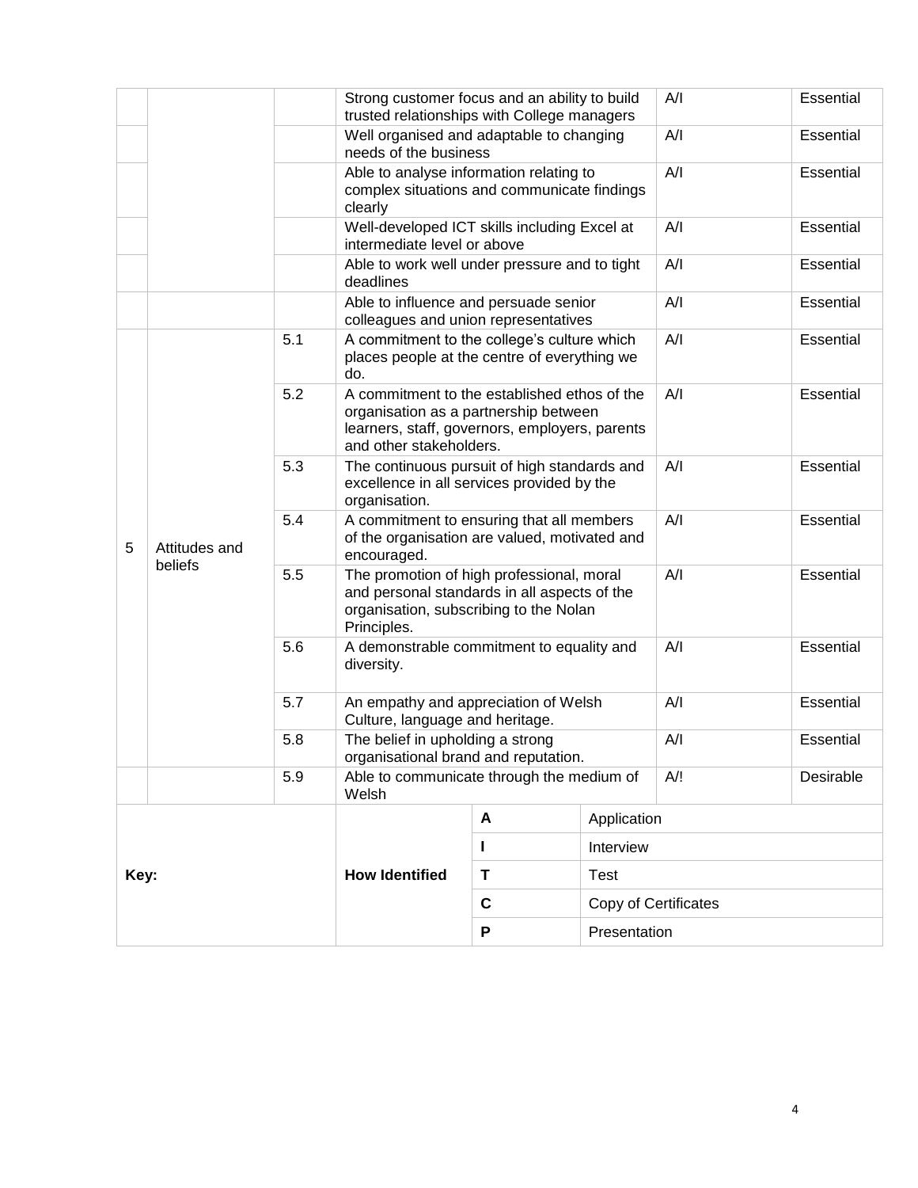| | | | | | |
|---|---|---|---|---|---|
| | | | Strong customer focus and an ability to build trusted relationships with College managers | A/I | Essential |
| | | | Well organised and adaptable to changing needs of the business | A/I | Essential |
| | | | Able to analyse information relating to complex situations and communicate findings clearly | A/I | Essential |
| | | | Well-developed ICT skills including Excel at intermediate level or above | A/I | Essential |
| | | | Able to work well under pressure and to tight deadlines | A/I | Essential |
| | | | Able to influence and persuade senior colleagues and union representatives | A/I | Essential |
| 5 | Attitudes and beliefs | 5.1 | A commitment to the college's culture which places people at the centre of everything we do. | A/I | Essential |
| | | 5.2 | A commitment to the established ethos of the organisation as a partnership between learners, staff, governors, employers, parents and other stakeholders. | A/I | Essential |
| | | 5.3 | The continuous pursuit of high standards and excellence in all services provided by the organisation. | A/I | Essential |
| | | 5.4 | A commitment to ensuring that all members of the organisation are valued, motivated and encouraged. | A/I | Essential |
| | | 5.5 | The promotion of high professional, moral and personal standards in all aspects of the organisation, subscribing to the Nolan Principles. | A/I | Essential |
| | | 5.6 | A demonstrable commitment to equality and diversity. | A/I | Essential |
| | | 5.7 | An empathy and appreciation of Welsh Culture, language and heritage. | A/I | Essential |
| | | 5.8 | The belief in upholding a strong organisational brand and reputation. | A/I | Essential |
| | | 5.9 | Able to communicate through the medium of Welsh | A/! | Desirable |

| | | | |
|---|---|---|---|
| **Key:** | **How Identified** | **A** | Application |
| | | **I** | Interview |
| | | **T** | Test |
| | | **C** | Copy of Certificates |
| | | **P** | Presentation |